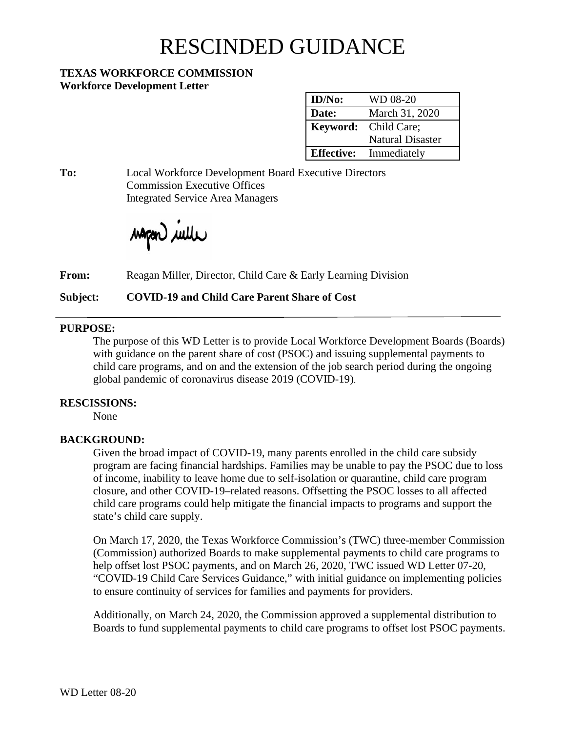# RESCINDED GUIDANCE

**TEXAS WORKFORCE COMMISSION**
**Workforce Development Letter**

| **ID/No:** | WD 08-20 |
|---|---|
| **Date:** | March 31, 2020 |
| **Keyword:** | Child Care; Natural Disaster |
| **Effective:** | Immediately |

**To:** Local Workforce Development Board Executive Directors
Commission Executive Offices
Integrated Service Area Managers

**From:** Reagan Miller, Director, Child Care & Early Learning Division

**Subject:** **COVID-19 and Child Care Parent Share of Cost**

---

**PURPOSE:**

The purpose of this WD Letter is to provide Local Workforce Development Boards (Boards) with guidance on the parent share of cost (PSOC) and issuing supplemental payments to child care programs, and on and the extension of the job search period during the ongoing global pandemic of coronavirus disease 2019 (COVID-19).

**RESCISSIONS:**

None

**BACKGROUND:**

Given the broad impact of COVID-19, many parents enrolled in the child care subsidy program are facing financial hardships. Families may be unable to pay the PSOC due to loss of income, inability to leave home due to self-isolation or quarantine, child care program closure, and other COVID-19–related reasons. Offsetting the PSOC losses to all affected child care programs could help mitigate the financial impacts to programs and support the state's child care supply.

On March 17, 2020, the Texas Workforce Commission's (TWC) three-member Commission (Commission) authorized Boards to make supplemental payments to child care programs to help offset lost PSOC payments, and on March 26, 2020, TWC issued WD Letter 07-20, "COVID-19 Child Care Services Guidance," with initial guidance on implementing policies to ensure continuity of services for families and payments for providers.

Additionally, on March 24, 2020, the Commission approved a supplemental distribution to Boards to fund supplemental payments to child care programs to offset lost PSOC payments.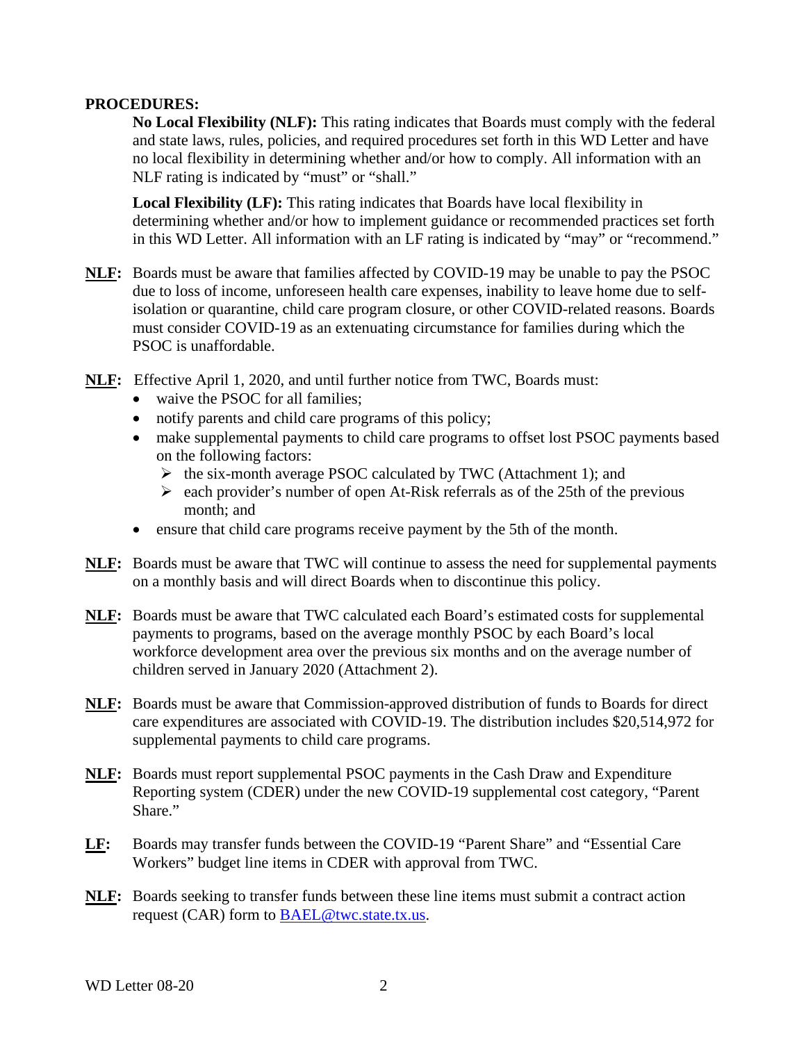**PROCEDURES:**

**No Local Flexibility (NLF):** This rating indicates that Boards must comply with the federal and state laws, rules, policies, and required procedures set forth in this WD Letter and have no local flexibility in determining whether and/or how to comply. All information with an NLF rating is indicated by "must" or "shall."

**Local Flexibility (LF):** This rating indicates that Boards have local flexibility in determining whether and/or how to implement guidance or recommended practices set forth in this WD Letter. All information with an LF rating is indicated by "may" or "recommend."

**NLF:** Boards must be aware that families affected by COVID-19 may be unable to pay the PSOC due to loss of income, unforeseen health care expenses, inability to leave home due to self-isolation or quarantine, child care program closure, or other COVID-related reasons. Boards must consider COVID-19 as an extenuating circumstance for families during which the PSOC is unaffordable.

**NLF:** Effective April 1, 2020, and until further notice from TWC, Boards must:

- waive the PSOC for all families;
- notify parents and child care programs of this policy;
- make supplemental payments to child care programs to offset lost PSOC payments based on the following factors:
  - the six-month average PSOC calculated by TWC (Attachment 1); and
  - each provider's number of open At-Risk referrals as of the 25th of the previous month; and
- ensure that child care programs receive payment by the 5th of the month.

**NLF:** Boards must be aware that TWC will continue to assess the need for supplemental payments on a monthly basis and will direct Boards when to discontinue this policy.

**NLF:** Boards must be aware that TWC calculated each Board's estimated costs for supplemental payments to programs, based on the average monthly PSOC by each Board's local workforce development area over the previous six months and on the average number of children served in January 2020 (Attachment 2).

**NLF:** Boards must be aware that Commission-approved distribution of funds to Boards for direct care expenditures are associated with COVID-19. The distribution includes $20,514,972 for supplemental payments to child care programs.

**NLF:** Boards must report supplemental PSOC payments in the Cash Draw and Expenditure Reporting system (CDER) under the new COVID-19 supplemental cost category, "Parent Share."

**LF:** Boards may transfer funds between the COVID-19 "Parent Share" and "Essential Care Workers" budget line items in CDER with approval from TWC.

**NLF:** Boards seeking to transfer funds between these line items must submit a contract action request (CAR) form to [BAEL@twc.state.tx.us](mailto:BAEL@twc.state.tx.us).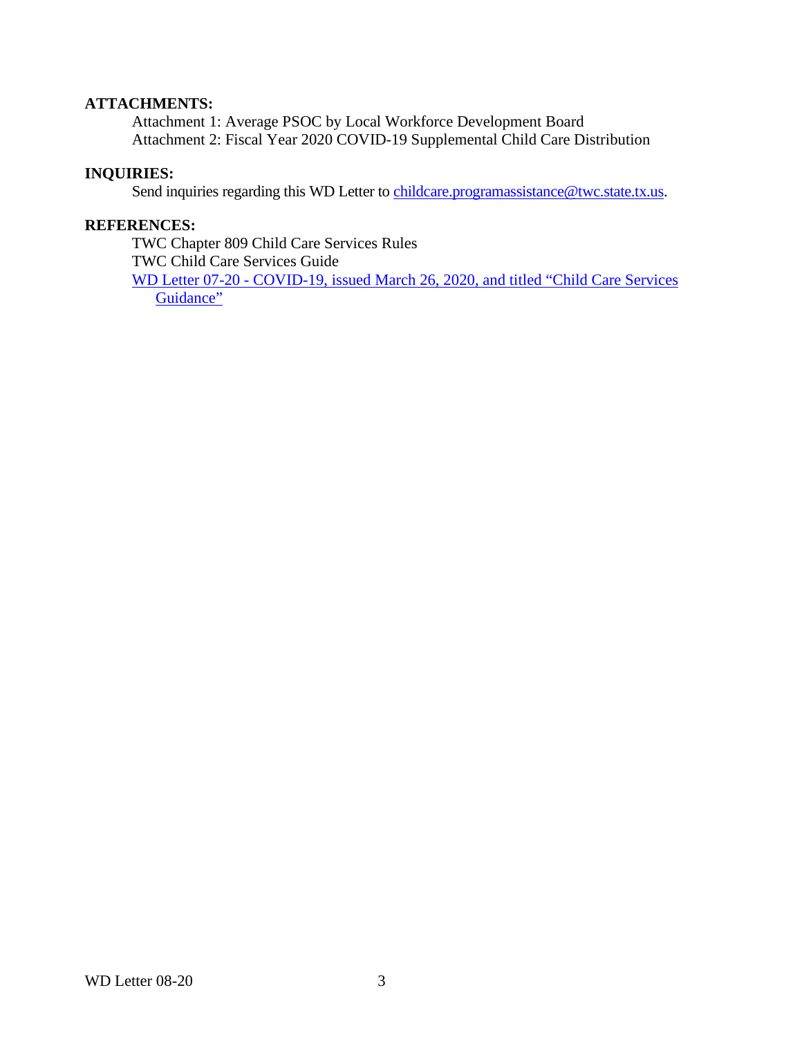**ATTACHMENTS:**

Attachment 1: Average PSOC by Local Workforce Development Board
Attachment 2: Fiscal Year 2020 COVID-19 Supplemental Child Care Distribution

**INQUIRIES:**

Send inquiries regarding this WD Letter to childcare.programassistance@twc.state.tx.us.

**REFERENCES:**

TWC Chapter 809 Child Care Services Rules
TWC Child Care Services Guide
WD Letter 07-20 - COVID-19, issued March 26, 2020, and titled "Child Care Services Guidance"